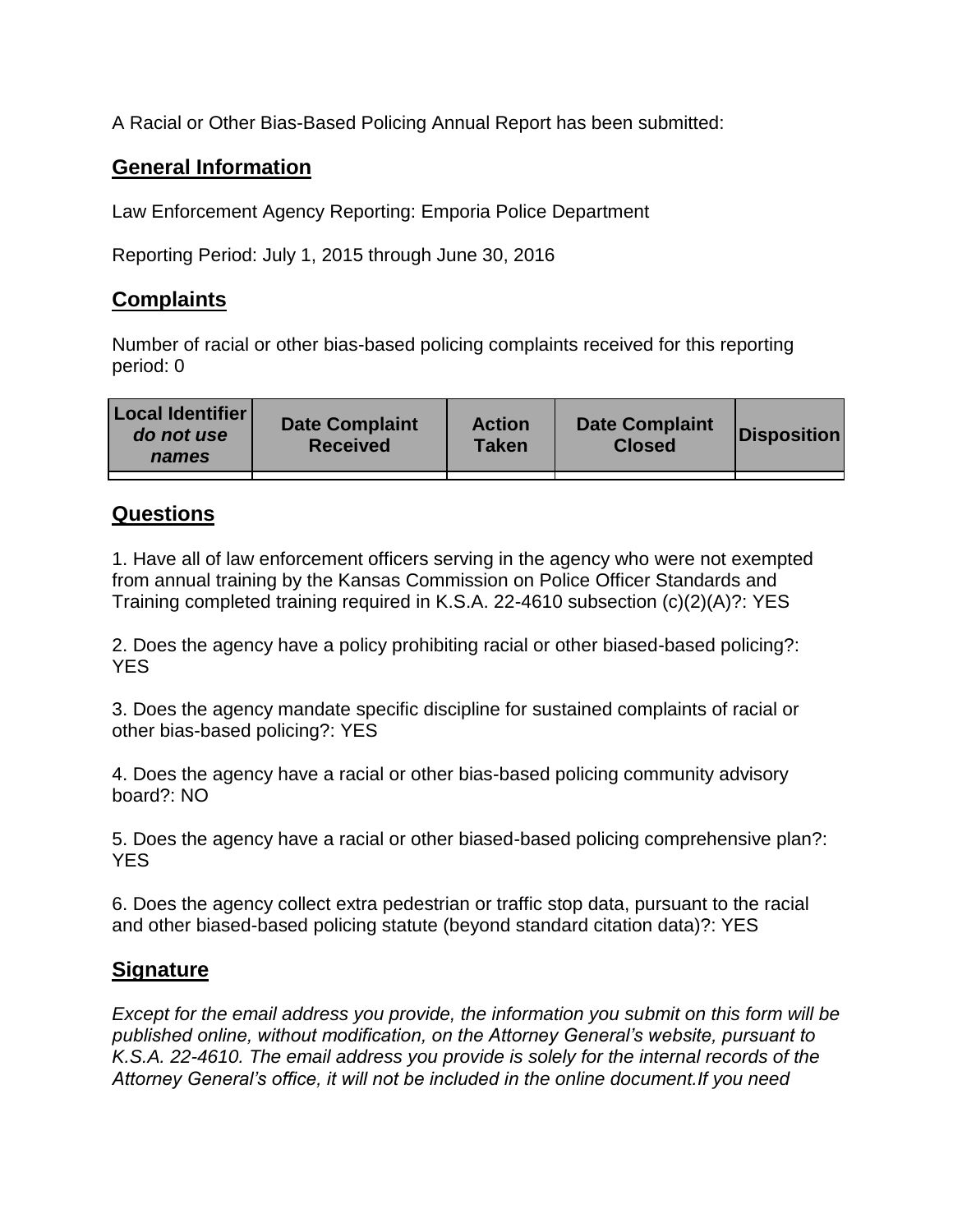A Racial or Other Bias-Based Policing Annual Report has been submitted:

## General Information

Law Enforcement Agency Reporting: Emporia Police Department

Reporting Period: July 1, 2015 through June 30, 2016

## Complaints

Number of racial or other bias-based policing complaints received for this reporting period: 0

| **Local Identifier** ***do not use names*** | **Date Complaint Received** | **Action Taken** | **Date Complaint Closed** | **Disposition** |
|---|---|---|---|---|
| | | | | |

## Questions

1. Have all of law enforcement officers serving in the agency who were not exempted from annual training by the Kansas Commission on Police Officer Standards and Training completed training required in K.S.A. 22-4610 subsection (c)(2)(A)?: YES

2. Does the agency have a policy prohibiting racial or other biased-based policing?: YES

3. Does the agency mandate specific discipline for sustained complaints of racial or other bias-based policing?: YES

4. Does the agency have a racial or other bias-based policing community advisory board?: NO

5. Does the agency have a racial or other biased-based policing comprehensive plan?: YES

6. Does the agency collect extra pedestrian or traffic stop data, pursuant to the racial and other biased-based policing statute (beyond standard citation data)?: YES

## Signature

*Except for the email address you provide, the information you submit on this form will be published online, without modification, on the Attorney General's website, pursuant to K.S.A. 22-4610. The email address you provide is solely for the internal records of the Attorney General's office, it will not be included in the online document.If you need*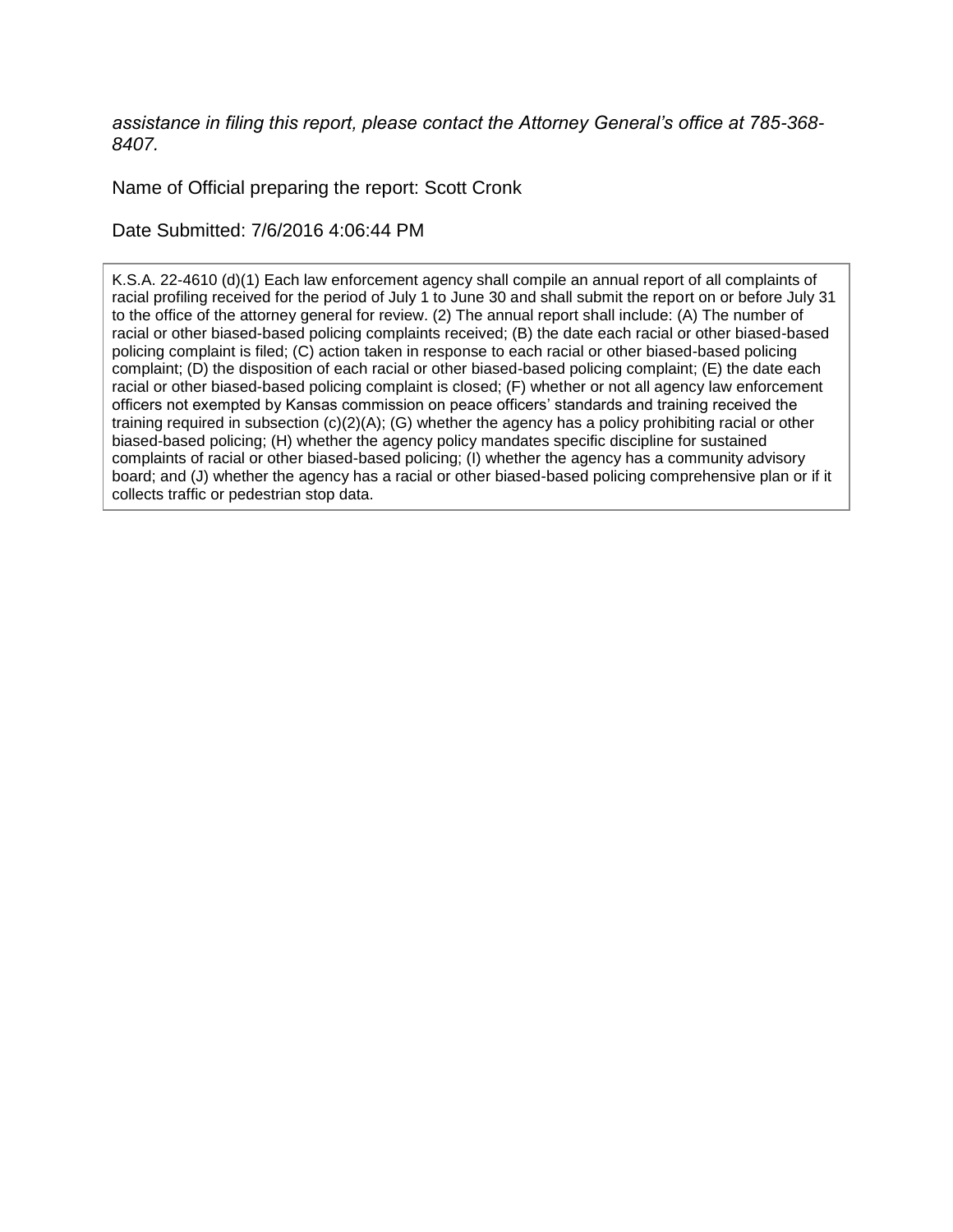*assistance in filing this report, please contact the Attorney General's office at 785-368-8407.*

Name of Official preparing the report: Scott Cronk

Date Submitted: 7/6/2016 4:06:44 PM

K.S.A. 22-4610 (d)(1) Each law enforcement agency shall compile an annual report of all complaints of racial profiling received for the period of July 1 to June 30 and shall submit the report on or before July 31 to the office of the attorney general for review. (2) The annual report shall include: (A) The number of racial or other biased-based policing complaints received; (B) the date each racial or other biased-based policing complaint is filed; (C) action taken in response to each racial or other biased-based policing complaint; (D) the disposition of each racial or other biased-based policing complaint; (E) the date each racial or other biased-based policing complaint is closed; (F) whether or not all agency law enforcement officers not exempted by Kansas commission on peace officers' standards and training received the training required in subsection (c)(2)(A); (G) whether the agency has a policy prohibiting racial or other biased-based policing; (H) whether the agency policy mandates specific discipline for sustained complaints of racial or other biased-based policing; (I) whether the agency has a community advisory board; and (J) whether the agency has a racial or other biased-based policing comprehensive plan or if it collects traffic or pedestrian stop data.